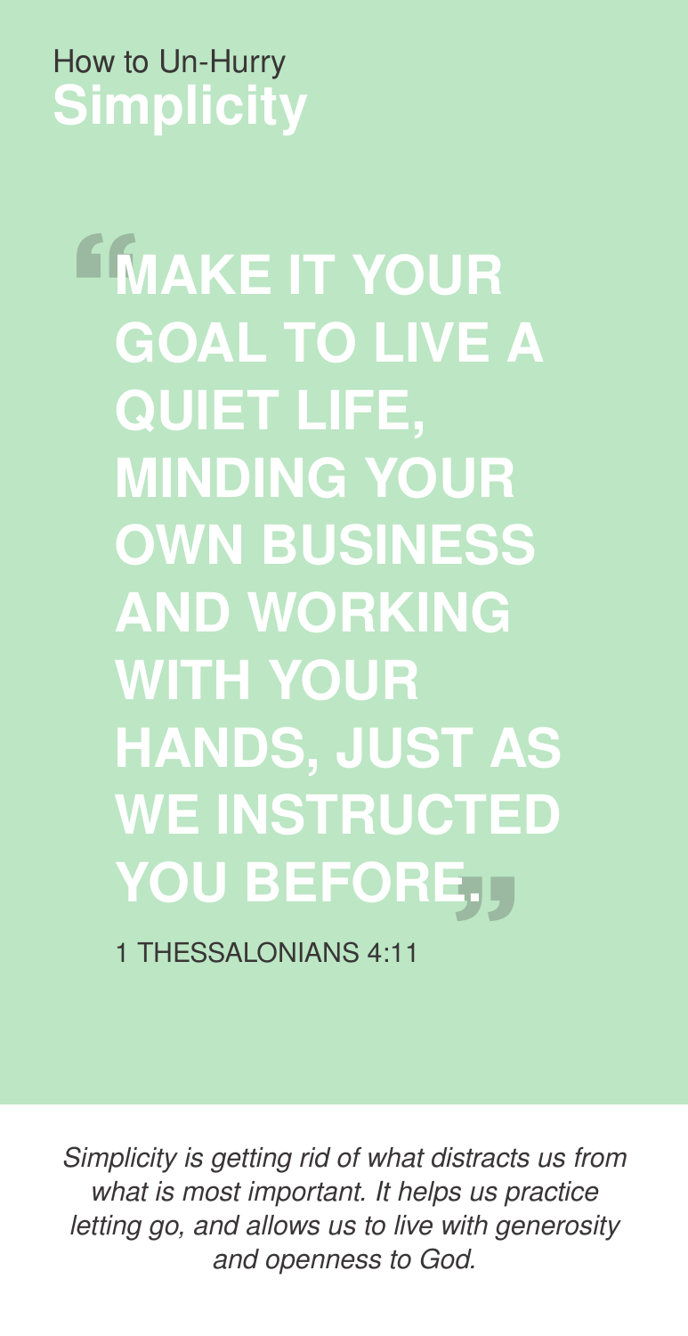How to Un-Hurry

# Simplicity

> **"MAKE IT YOUR GOAL TO LIVE A QUIET LIFE, MINDING YOUR OWN BUSINESS AND WORKING WITH YOUR HANDS, JUST AS WE INSTRUCTED YOU BEFORE."**

1 THESSALONIANS 4:11

*Simplicity is getting rid of what distracts us from what is most important. It helps us practice letting go, and allows us to live with generosity and openness to God.*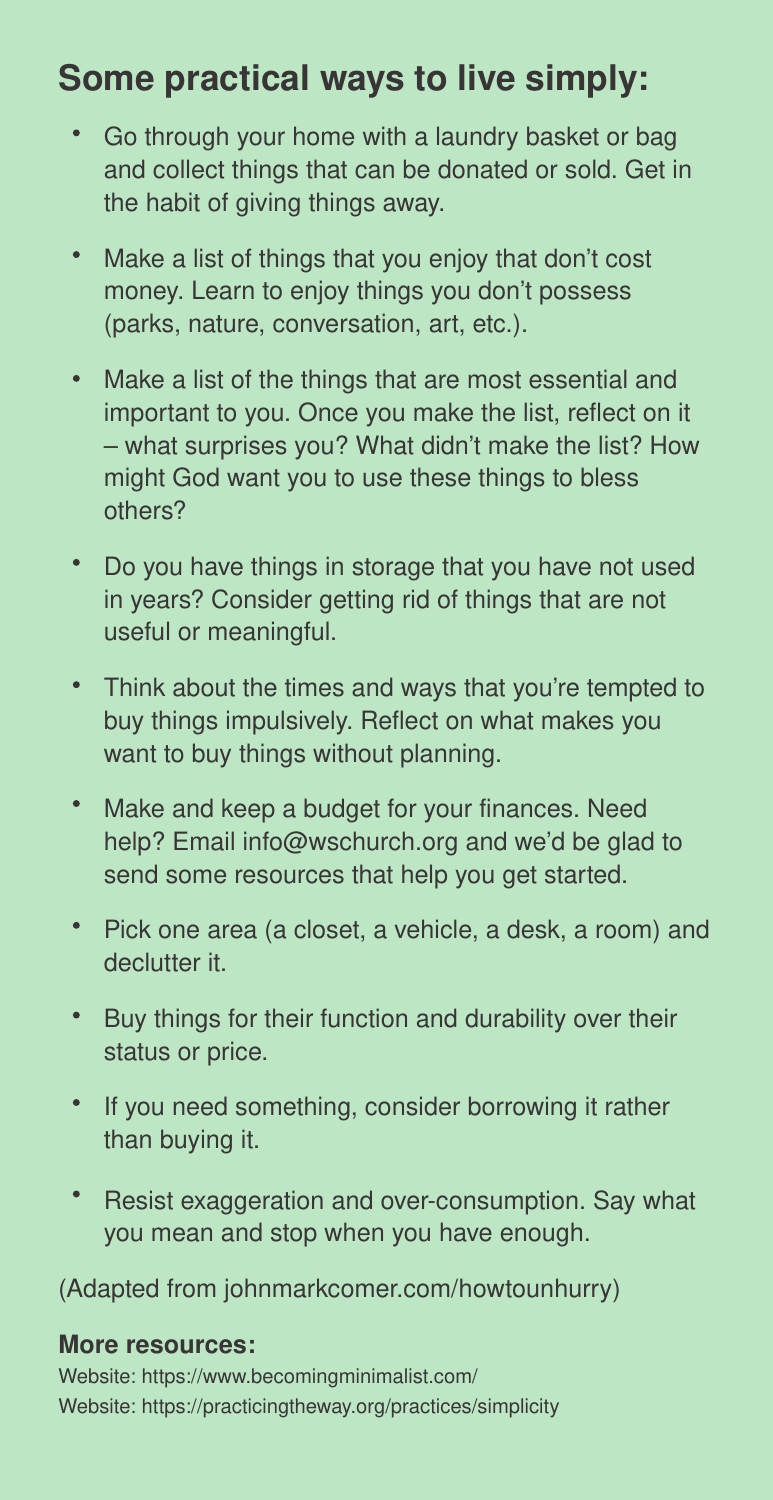## Some practical ways to live simply:

- Go through your home with a laundry basket or bag and collect things that can be donated or sold. Get in the habit of giving things away.
- Make a list of things that you enjoy that don't cost money. Learn to enjoy things you don't possess (parks, nature, conversation, art, etc.).
- Make a list of the things that are most essential and important to you. Once you make the list, reflect on it – what surprises you? What didn't make the list? How might God want you to use these things to bless others?
- Do you have things in storage that you have not used in years? Consider getting rid of things that are not useful or meaningful.
- Think about the times and ways that you're tempted to buy things impulsively. Reflect on what makes you want to buy things without planning.
- Make and keep a budget for your finances. Need help? Email info@wschurch.org and we'd be glad to send some resources that help you get started.
- Pick one area (a closet, a vehicle, a desk, a room) and declutter it.
- Buy things for their function and durability over their status or price.
- If you need something, consider borrowing it rather than buying it.
- Resist exaggeration and over-consumption. Say what you mean and stop when you have enough.

(Adapted from johnmarkcomer.com/howtounhurry)

**More resources:**

Website: https://www.becomingminimalist.com/
Website: https://practicingtheway.org/practices/simplicity